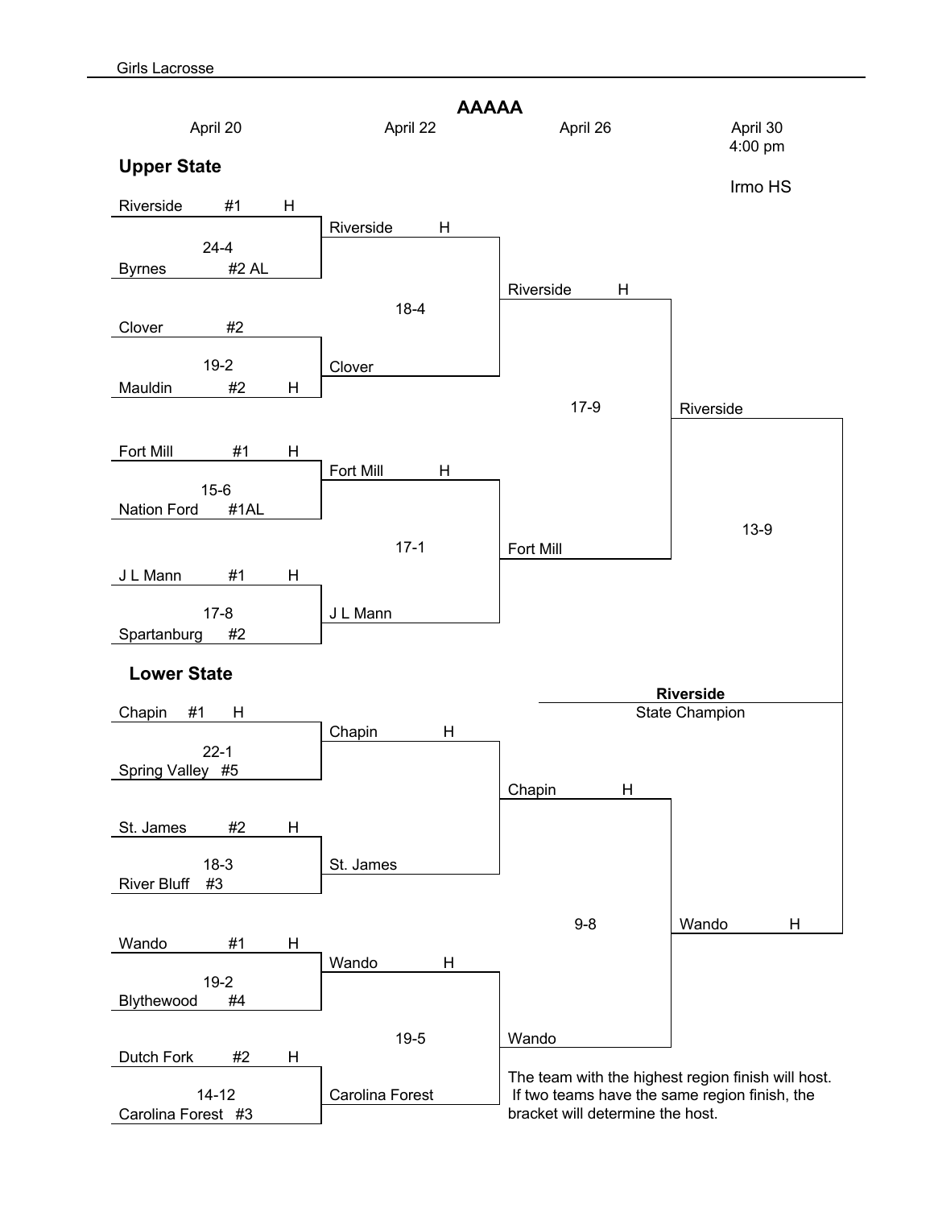Girls Lacrosse

# AAAAA

| April 20 | April 22 | April 26 | April 30 4:00 pm |
|---|---|---|---|
| | | | Irmo HS |

## Upper State

| April 20 | Score | April 22 | Score | April 26 | Score | April 30 |
|---|---|---|---|---|---|---|
| Riverside #1 H vs Byrnes #2 AL | 24-4 | Riverside H | | | | |
| Clover #2 vs Mauldin #2 H | 19-2 | Clover | 18-4 | Riverside H | | |
| Fort Mill #1 H vs Nation Ford #1AL | 15-6 | Fort Mill H | | | 17-9 | Riverside |
| J L Mann #1 H vs Spartanburg #2 | 17-8 | J L Mann | 17-1 | Fort Mill | | |

## Lower State

| April 20 | Score | April 22 | Score | April 26 | Score | April 30 |
|---|---|---|---|---|---|---|
| Chapin #1 H vs Spring Valley #5 | 22-1 | Chapin H | | | | |
| St. James #2 H vs River Bluff #3 | 18-3 | St. James | | Chapin H | | |
| Wando #1 H vs Blythewood #4 | 19-2 | Wando H | | | 9-8 | Wando H |
| Dutch Fork #2 H vs Carolina Forest #3 | 14-12 | Carolina Forest | 19-5 | Wando | | |

Final (April 30): Riverside vs Wando H — 13-9

**Riverside**
State Champion

The team with the highest region finish will host. If two teams have the same region finish, the bracket will determine the host.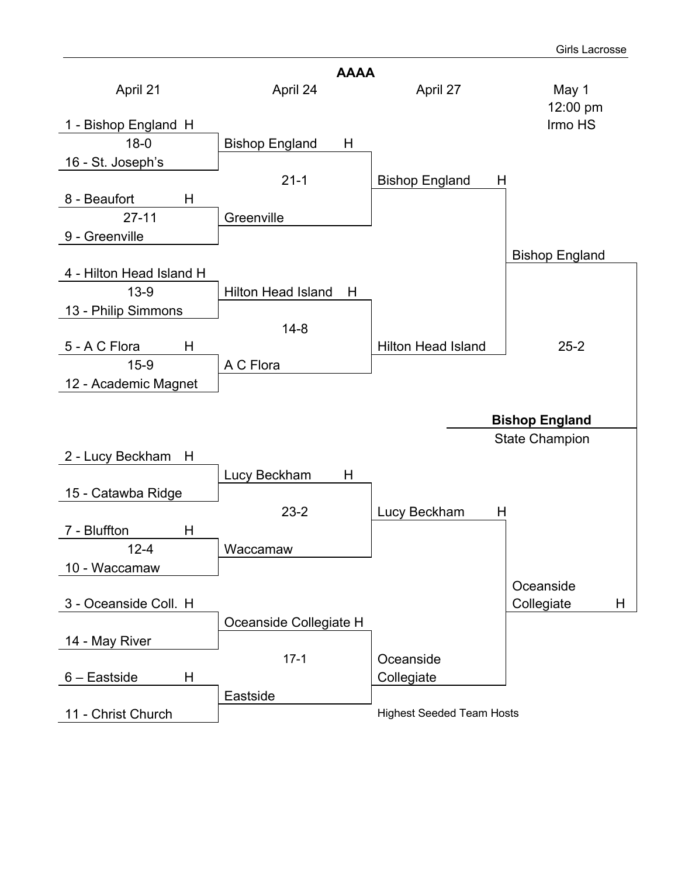# AAAA

## April 21

| Matchup | Score |
|---|---|
| 1 - Bishop England H vs. 16 - St. Joseph's | 18-0 |
| 8 - Beaufort H vs. 9 - Greenville | 27-11 |
| 4 - Hilton Head Island H vs. 13 - Philip Simmons | 13-9 |
| 5 - A C Flora H vs. 12 - Academic Magnet | 15-9 |
| 2 - Lucy Beckham H vs. 15 - Catawba Ridge | |
| 7 - Bluffton H vs. 10 - Waccamaw | 12-4 |
| 3 - Oceanside Coll. H vs. 14 - May River | |
| 6 – Eastside H vs. 11 - Christ Church | |

## April 24

| Matchup | Score |
|---|---|
| Bishop England H vs. Greenville | 21-1 |
| Hilton Head Island H vs. A C Flora | 14-8 |
| Lucy Beckham H vs. Waccamaw | 23-2 |
| Oceanside Collegiate H vs. Eastside | 17-1 |

## April 27

| Matchup | Score |
|---|---|
| Bishop England H vs. Hilton Head Island | |
| Lucy Beckham H vs. Oceanside Collegiate | |

Highest Seeded Team Hosts

## May 1

12:00 pm

Irmo HS

| Matchup | Score |
|---|---|
| Bishop England vs. Oceanside Collegiate H | 25-2 |

**Bishop England**

State Champion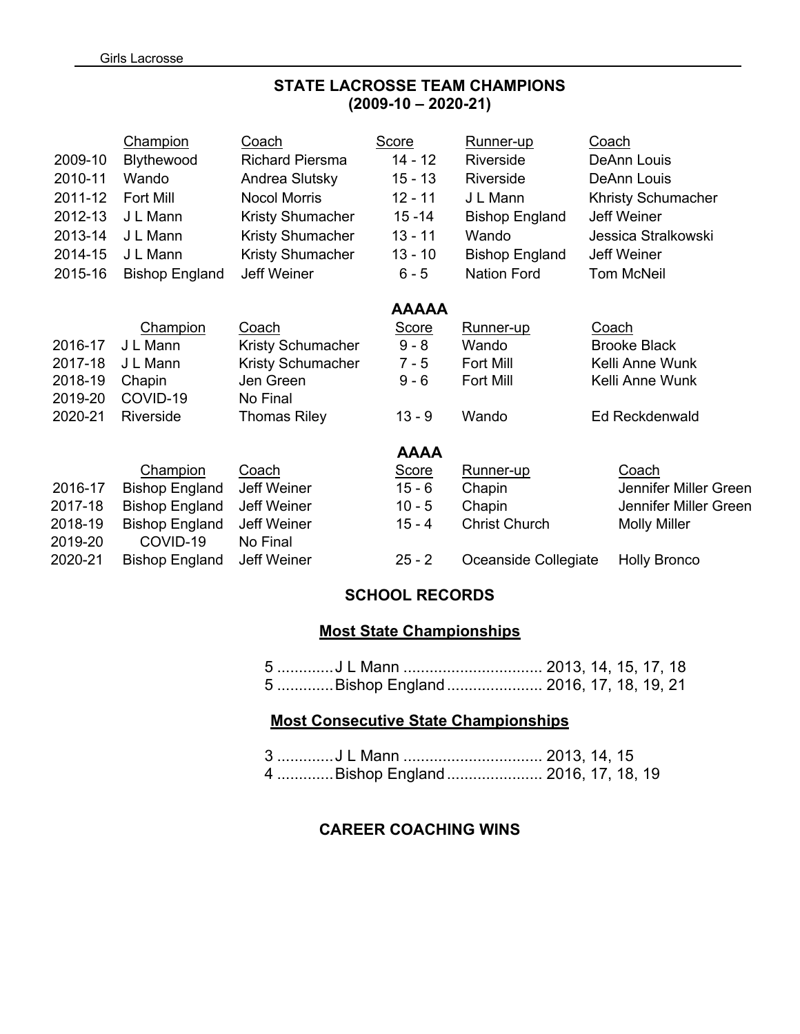## STATE LACROSSE TEAM CHAMPIONS
## (2009-10 – 2020-21)

| | Champion | Coach | Score | Runner-up | Coach |
|---|---|---|---|---|---|
| 2009-10 | Blythewood | Richard Piersma | 14 - 12 | Riverside | DeAnn Louis |
| 2010-11 | Wando | Andrea Slutsky | 15 - 13 | Riverside | DeAnn Louis |
| 2011-12 | Fort Mill | Nocol Morris | 12 - 11 | J L Mann | Khristy Schumacher |
| 2012-13 | J L Mann | Kristy Shumacher | 15 -14 | Bishop England | Jeff Weiner |
| 2013-14 | J L Mann | Kristy Shumacher | 13 - 11 | Wando | Jessica Stralkowski |
| 2014-15 | J L Mann | Kristy Shumacher | 13 - 10 | Bishop England | Jeff Weiner |
| 2015-16 | Bishop England | Jeff Weiner | 6 - 5 | Nation Ford | Tom McNeil |

### AAAAA

| | Champion | Coach | Score | Runner-up | Coach |
|---|---|---|---|---|---|
| 2016-17 | J L Mann | Kristy Schumacher | 9 - 8 | Wando | Brooke Black |
| 2017-18 | J L Mann | Kristy Schumacher | 7 - 5 | Fort Mill | Kelli Anne Wunk |
| 2018-19 | Chapin | Jen Green | 9 - 6 | Fort Mill | Kelli Anne Wunk |
| 2019-20 | COVID-19 | No Final | | | |
| 2020-21 | Riverside | Thomas Riley | 13 - 9 | Wando | Ed Reckdenwald |

### AAAA

| | Champion | Coach | Score | Runner-up | Coach |
|---|---|---|---|---|---|
| 2016-17 | Bishop England | Jeff Weiner | 15 - 6 | Chapin | Jennifer Miller Green |
| 2017-18 | Bishop England | Jeff Weiner | 10 - 5 | Chapin | Jennifer Miller Green |
| 2018-19 | Bishop England | Jeff Weiner | 15 - 4 | Christ Church | Molly Miller |
| 2019-20 | COVID-19 | No Final | | | |
| 2020-21 | Bishop England | Jeff Weiner | 25 - 2 | Oceanside Collegiate | Holly Bronco |

## SCHOOL RECORDS

### Most State Championships

5 ............J L Mann ................................ 2013, 14, 15, 17, 18
5 ............Bishop England ...................... 2016, 17, 18, 19, 21

### Most Consecutive State Championships

3 ............J L Mann ................................ 2013, 14, 15
4 ............Bishop England ...................... 2016, 17, 18, 19

## CAREER COACHING WINS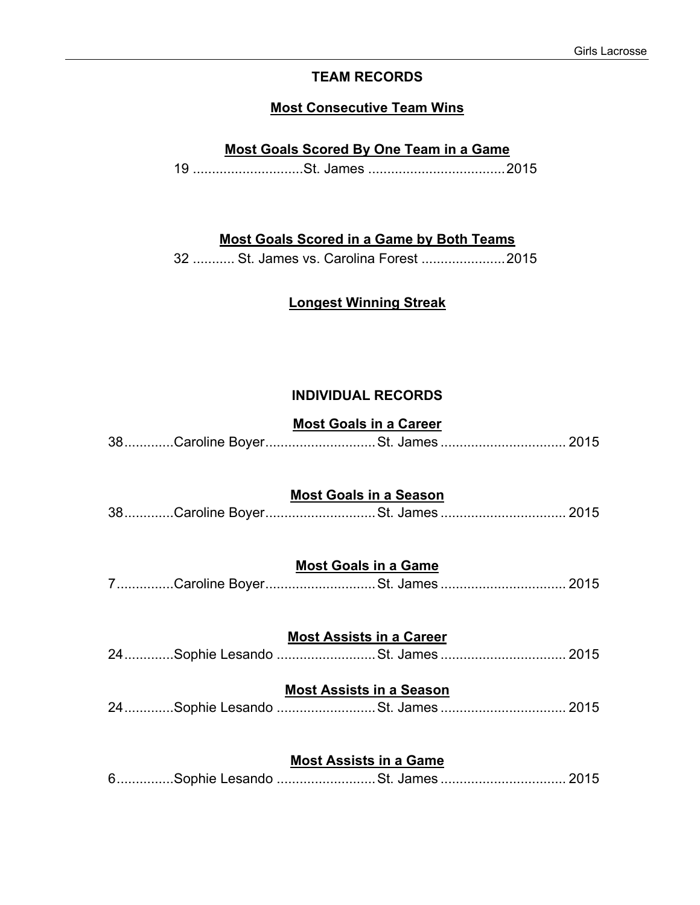## TEAM RECORDS

### Most Consecutive Team Wins

### Most Goals Scored By One Team in a Game

19 ............................St. James ...................................2015

### Most Goals Scored in a Game by Both Teams

32 ........... St. James vs. Carolina Forest ......................2015

### Longest Winning Streak

## INDIVIDUAL RECORDS

### Most Goals in a Career

38............Caroline Boyer............................St. James ................................ 2015

### Most Goals in a Season

38............Caroline Boyer............................St. James ................................ 2015

### Most Goals in a Game

7..............Caroline Boyer............................St. James ................................ 2015

### Most Assists in a Career

24............Sophie Lesando ..........................St. James ................................ 2015

### Most Assists in a Season

24............Sophie Lesando ..........................St. James ................................ 2015

### Most Assists in a Game

6..............Sophie Lesando ..........................St. James ................................ 2015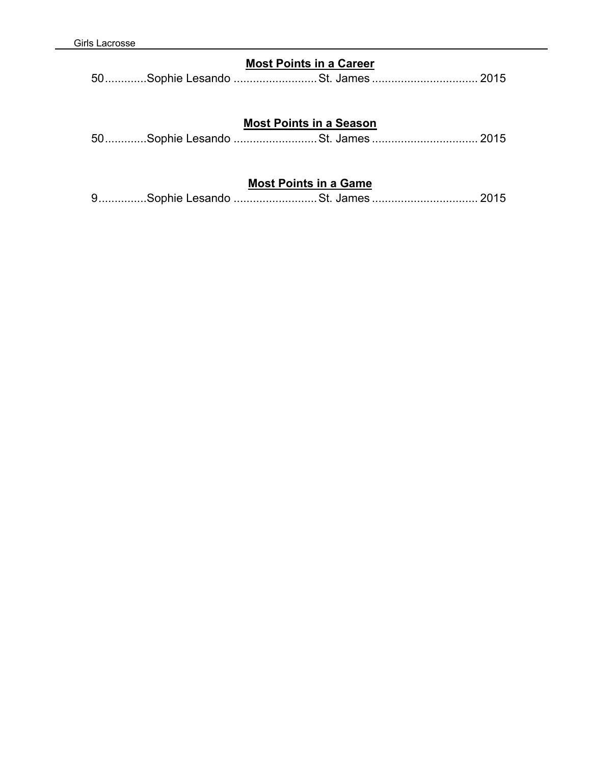## Most Points in a Career

50............Sophie Lesando .......................... St. James ................................. 2015

## Most Points in a Season

50............Sophie Lesando .......................... St. James ................................. 2015

## Most Points in a Game

9..............Sophie Lesando .......................... St. James ................................. 2015